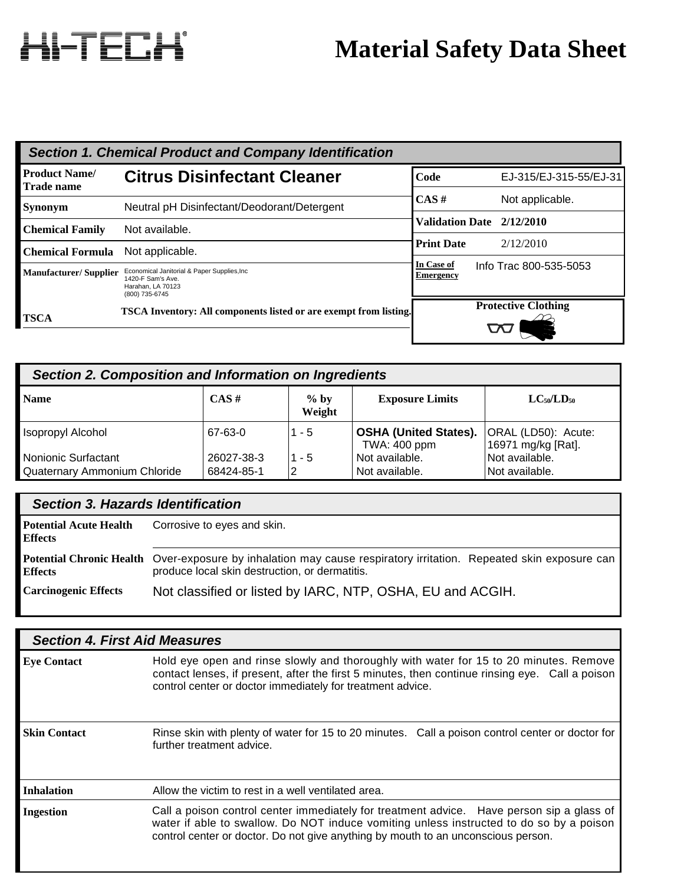HI-TECH®

# Material Safety Data Sheet

## Section 1. Chemical Product and Company Identification

| | |
|---|---|
| **Product Name/ Trade name** | **Citrus Disinfectant Cleaner** |
| **Synonym** | Neutral pH Disinfectant/Deodorant/Detergent |
| **Chemical Family** | Not available. |
| **Chemical Formula** | Not applicable. |
| **Manufacturer/ Supplier** | Economical Janitorial & Paper Supplies,Inc<br>1420-F Sam's Ave.<br>Harahan, LA 70123<br>(800) 735-6745 |
| **TSCA** | **TSCA Inventory: All components listed or are exempt from listing.** |

| | |
|---|---|
| **Code** | EJ-315/EJ-315-55/EJ-31 |
| **CAS #** | Not applicable. |
| **Validation Date** | **2/12/2010** |
| **Print Date** | 2/12/2010 |
| **In Case of Emergency** | Info Trac 800-535-5053 |

**Protective Clothing**

## Section 2. Composition and Information on Ingredients

| Name | CAS # | % by Weight | Exposure Limits | $LC_{50}/LD_{50}$ |
|---|---|---|---|---|
| Isopropyl Alcohol | 67-63-0 | 1 - 5 | **OSHA (United States).** TWA: 400 ppm | ORAL (LD50): Acute: 16971 mg/kg [Rat]. |
| Nonionic Surfactant | 26027-38-3 | 1 - 5 | Not available. | Not available. |
| Quaternary Ammonium Chloride | 68424-85-1 | 2 | Not available. | Not available. |

## Section 3. Hazards Identification

| | |
|---|---|
| **Potential Acute Health Effects** | Corrosive to eyes and skin. |
| **Potential Chronic Health Effects** | Over-exposure by inhalation may cause respiratory irritation. Repeated skin exposure can produce local skin destruction, or dermatitis. |
| **Carcinogenic Effects** | Not classified or listed by IARC, NTP, OSHA, EU and ACGIH. |

## Section 4. First Aid Measures

| | |
|---|---|
| **Eye Contact** | Hold eye open and rinse slowly and thoroughly with water for 15 to 20 minutes. Remove contact lenses, if present, after the first 5 minutes, then continue rinsing eye. Call a poison control center or doctor immediately for treatment advice. |
| **Skin Contact** | Rinse skin with plenty of water for 15 to 20 minutes. Call a poison control center or doctor for further treatment advice. |
| **Inhalation** | Allow the victim to rest in a well ventilated area. |
| **Ingestion** | Call a poison control center immediately for treatment advice. Have person sip a glass of water if able to swallow. Do NOT induce vomiting unless instructed to do so by a poison control center or doctor. Do not give anything by mouth to an unconscious person. |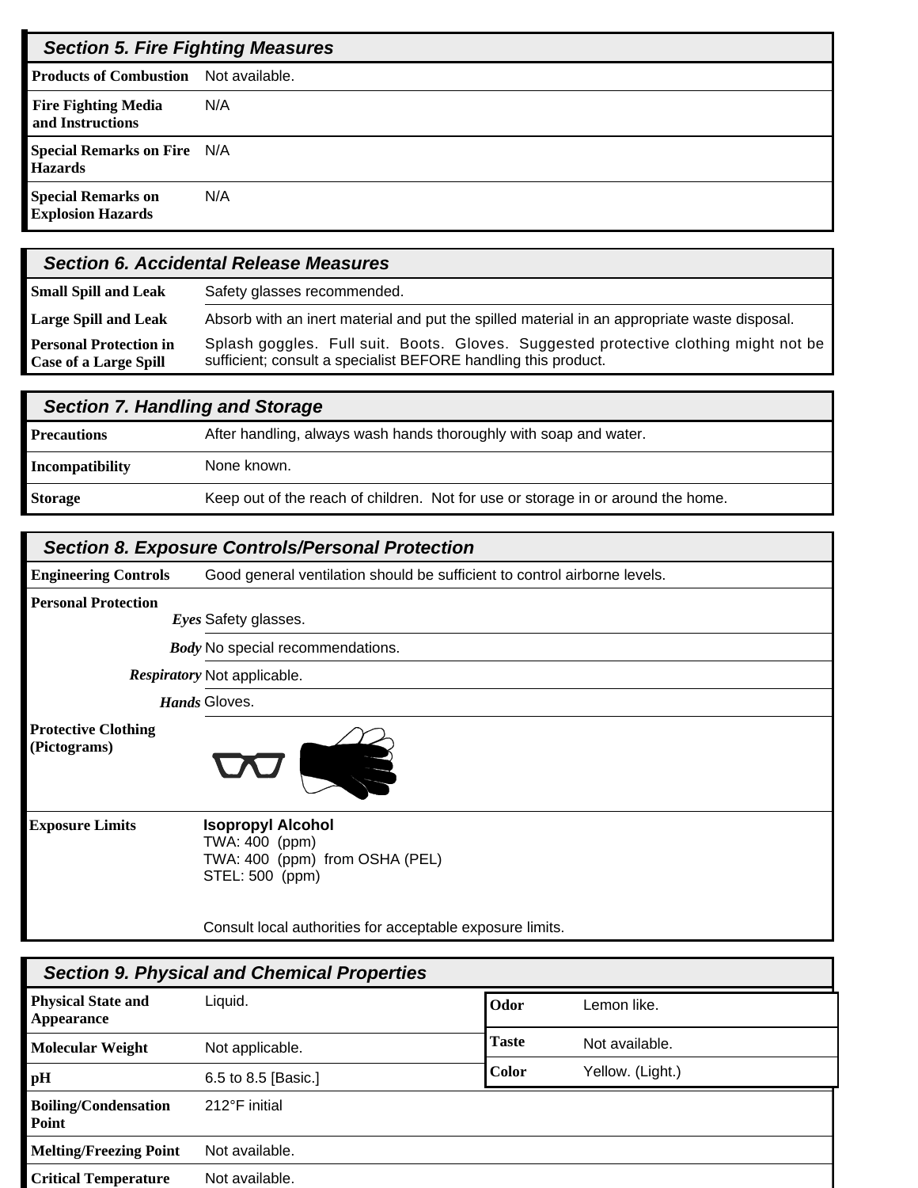## Section 5. Fire Fighting Measures

| | |
|---|---|
| **Products of Combustion** | Not available. |
| **Fire Fighting Media and Instructions** | N/A |
| **Special Remarks on Fire Hazards** | N/A |
| **Special Remarks on Explosion Hazards** | N/A |

## Section 6. Accidental Release Measures

| | |
|---|---|
| **Small Spill and Leak** | Safety glasses recommended. |
| **Large Spill and Leak** | Absorb with an inert material and put the spilled material in an appropriate waste disposal. |
| **Personal Protection in Case of a Large Spill** | Splash goggles. Full suit. Boots. Gloves. Suggested protective clothing might not be sufficient; consult a specialist BEFORE handling this product. |

## Section 7. Handling and Storage

| | |
|---|---|
| **Precautions** | After handling, always wash hands thoroughly with soap and water. |
| **Incompatibility** | None known. |
| **Storage** | Keep out of the reach of children. Not for use or storage in or around the home. |

## Section 8. Exposure Controls/Personal Protection

| | |
|---|---|
| **Engineering Controls** | Good general ventilation should be sufficient to control airborne levels. |
| **Personal Protection** | |
| *Eyes* | Safety glasses. |
| *Body* | No special recommendations. |
| *Respiratory* | Not applicable. |
| *Hands* | Gloves. |
| **Protective Clothing (Pictograms)** | |
| **Exposure Limits** | **Isopropyl Alcohol**<br>TWA: 400 (ppm)<br>TWA: 400 (ppm) from OSHA (PEL)<br>STEL: 500 (ppm)<br><br>Consult local authorities for acceptable exposure limits. |

## Section 9. Physical and Chemical Properties

| | |
|---|---|
| **Physical State and Appearance** | Liquid. |
| **Odor** | Lemon like. |
| **Taste** | Not available. |
| **Color** | Yellow. (Light.) |
| **Molecular Weight** | Not applicable. |
| **pH** | 6.5 to 8.5 [Basic.] |
| **Boiling/Condensation Point** | 212°F initial |
| **Melting/Freezing Point** | Not available. |
| **Critical Temperature** | Not available. |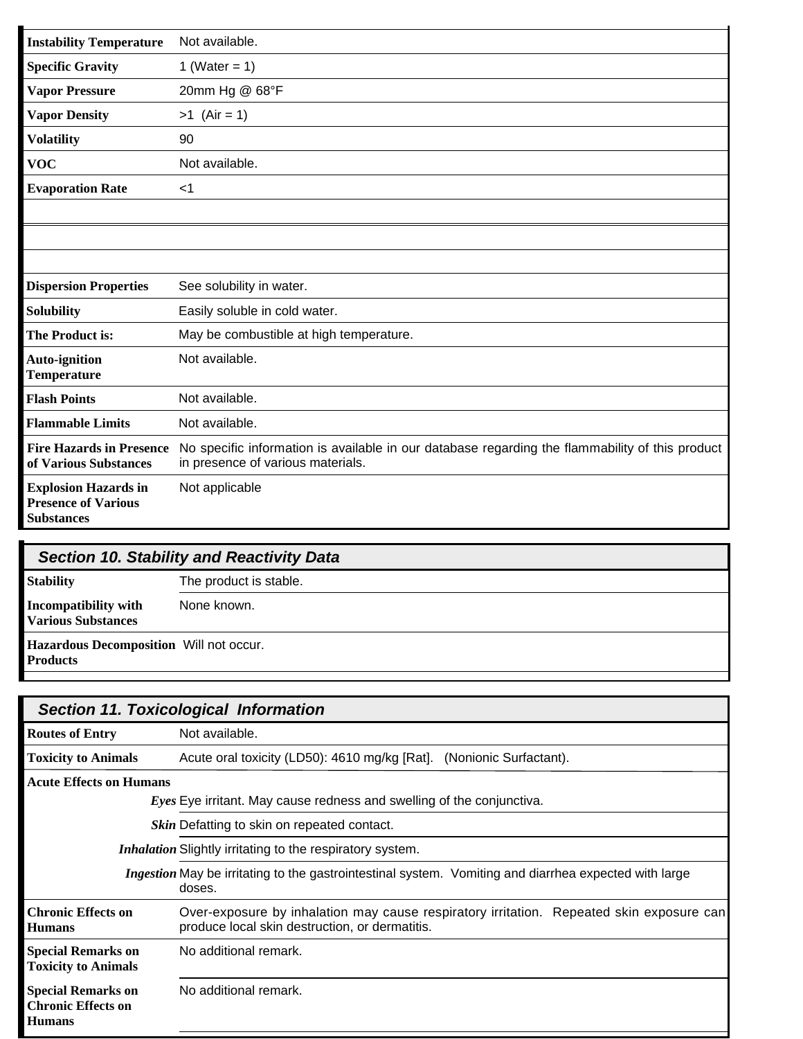| | |
|---|---|
| **Instability Temperature** | Not available. |
| **Specific Gravity** | 1 (Water = 1) |
| **Vapor Pressure** | 20mm Hg @ 68°F |
| **Vapor Density** | >1 (Air = 1) |
| **Volatility** | 90 |
| **VOC** | Not available. |
| **Evaporation Rate** | <1 |
| | |
| | |
| | |
| **Dispersion Properties** | See solubility in water. |
| **Solubility** | Easily soluble in cold water. |
| **The Product is:** | May be combustible at high temperature. |
| **Auto-ignition Temperature** | Not available. |
| **Flash Points** | Not available. |
| **Flammable Limits** | Not available. |
| **Fire Hazards in Presence of Various Substances** | No specific information is available in our database regarding the flammability of this product in presence of various materials. |
| **Explosion Hazards in Presence of Various Substances** | Not applicable |

## Section 10. Stability and Reactivity Data

| | |
|---|---|
| **Stability** | The product is stable. |
| **Incompatibility with Various Substances** | None known. |
| **Hazardous Decomposition Products** | Will not occur. |

## Section 11. Toxicological Information

| | |
|---|---|
| **Routes of Entry** | Not available. |
| **Toxicity to Animals** | Acute oral toxicity (LD50): 4610 mg/kg [Rat]. (Nonionic Surfactant). |
| **Acute Effects on Humans** | |
| ***Eyes*** | Eye irritant. May cause redness and swelling of the conjunctiva. |
| ***Skin*** | Defatting to skin on repeated contact. |
| ***Inhalation*** | Slightly irritating to the respiratory system. |
| ***Ingestion*** | May be irritating to the gastrointestinal system. Vomiting and diarrhea expected with large doses. |
| **Chronic Effects on Humans** | Over-exposure by inhalation may cause respiratory irritation. Repeated skin exposure can produce local skin destruction, or dermatitis. |
| **Special Remarks on Toxicity to Animals** | No additional remark. |
| **Special Remarks on Chronic Effects on Humans** | No additional remark. |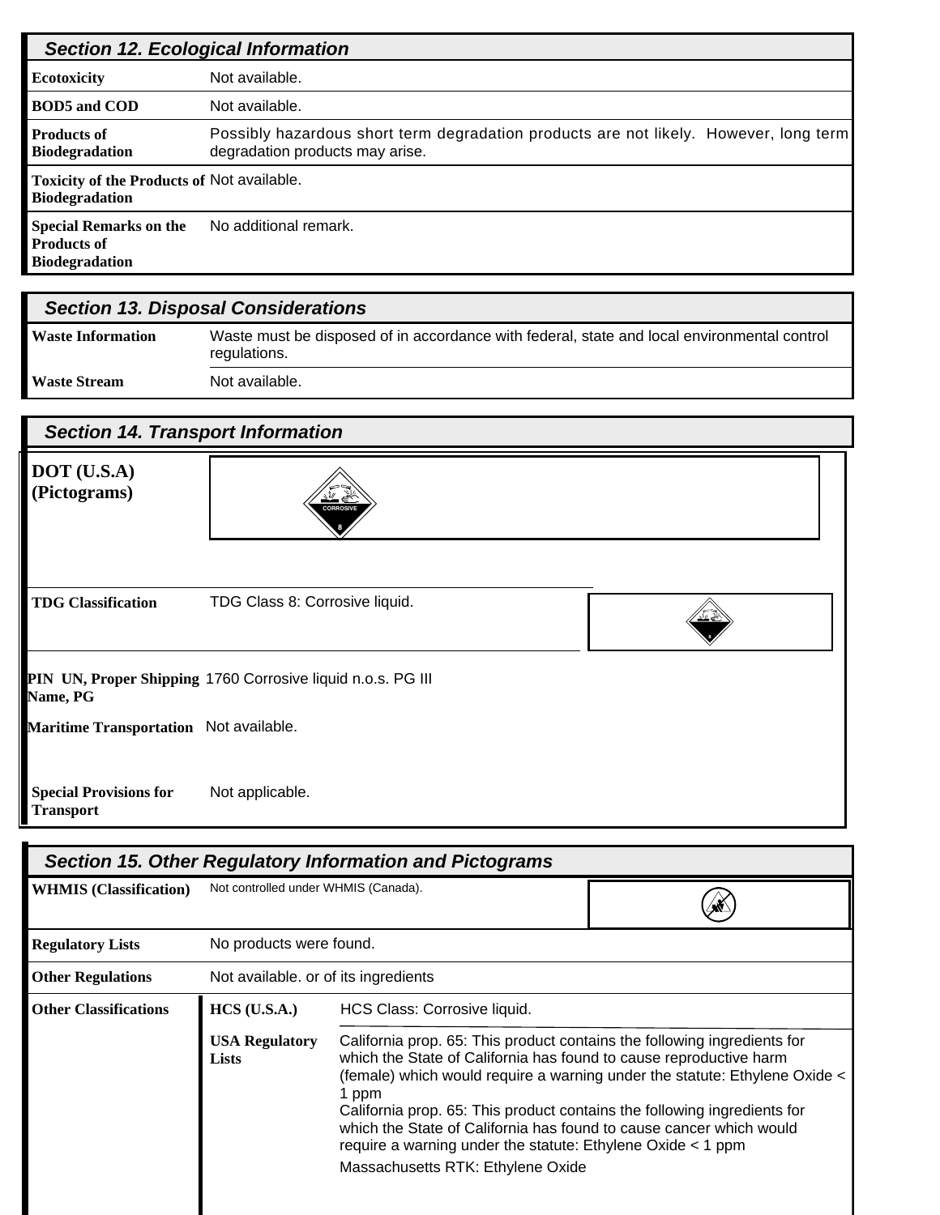## Section 12. Ecological Information

| | |
|---|---|
| **Ecotoxicity** | Not available. |
| **BOD5 and COD** | Not available. |
| **Products of Biodegradation** | Possibly hazardous short term degradation products are not likely. However, long term degradation products may arise. |
| **Toxicity of the Products of Biodegradation** | Not available. |
| **Special Remarks on the Products of Biodegradation** | No additional remark. |

## Section 13. Disposal Considerations

| | |
|---|---|
| **Waste Information** | Waste must be disposed of in accordance with federal, state and local environmental control regulations. |
| **Waste Stream** | Not available. |

## Section 14. Transport Information

| | |
|---|---|
| **DOT (U.S.A) (Pictograms)** | CORROSIVE 8 |
| **TDG Classification** | TDG Class 8: Corrosive liquid. |
| **PIN UN, Proper Shipping Name, PG** | 1760 Corrosive liquid n.o.s. PG III |
| **Maritime Transportation** | Not available. |
| **Special Provisions for Transport** | Not applicable. |

## Section 15. Other Regulatory Information and Pictograms

| | |
|---|---|
| **WHMIS (Classification)** | Not controlled under WHMIS (Canada). |
| **Regulatory Lists** | No products were found. |
| **Other Regulations** | Not available. or of its ingredients |

**Other Classifications**

| | |
|---|---|
| **HCS (U.S.A.)** | HCS Class: Corrosive liquid. |
| **USA Regulatory Lists** | California prop. 65: This product contains the following ingredients for which the State of California has found to cause reproductive harm (female) which would require a warning under the statute: Ethylene Oxide < 1 ppm<br>California prop. 65: This product contains the following ingredients for which the State of California has found to cause cancer which would require a warning under the statute: Ethylene Oxide < 1 ppm<br>Massachusetts RTK: Ethylene Oxide |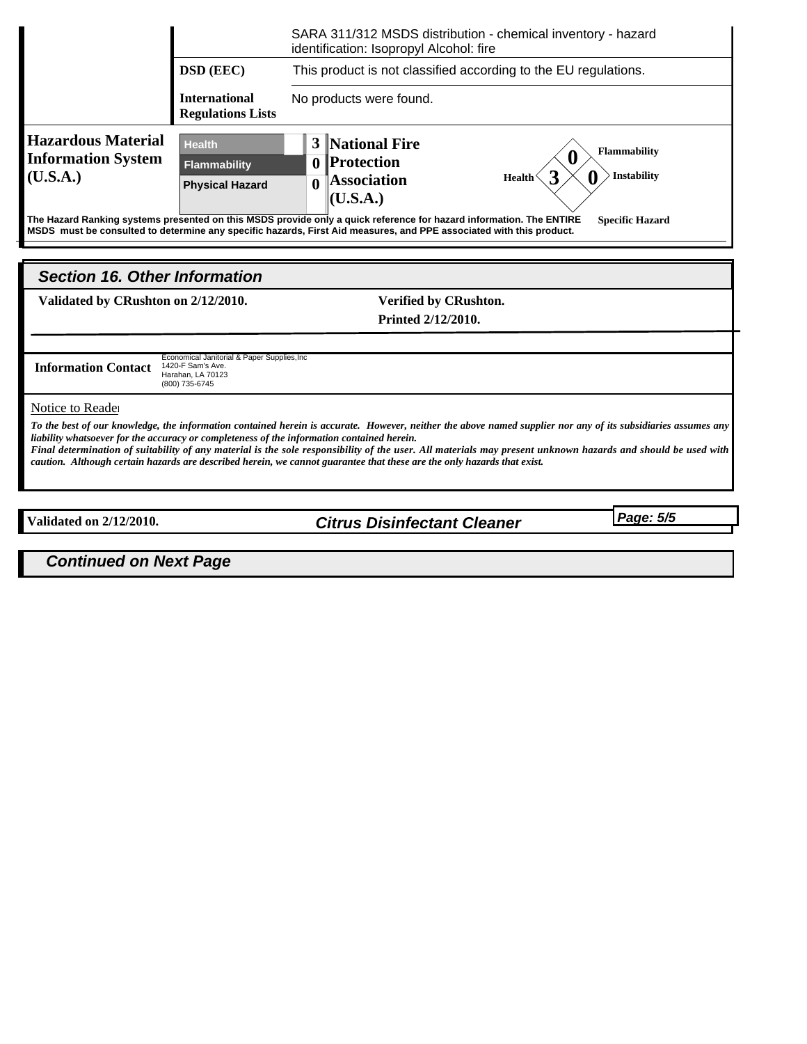| | | |
|---|---|---|
| | | SARA 311/312 MSDS distribution - chemical inventory - hazard identification: Isopropyl Alcohol: fire |
| | **DSD (EEC)** | This product is not classified according to the EU regulations. |
| | **International Regulations Lists** | No products were found. |

**Hazardous Material Information System (U.S.A.)**

| | |
|---|---|
| Health | 3 |
| Flammability | 0 |
| Physical Hazard | 0 |

**National Fire Protection Association (U.S.A.)**

Flammability: 0
Health: 3
Instability: 0
Specific Hazard

**The Hazard Ranking systems presented on this MSDS provide only a quick reference for hazard information. The ENTIRE MSDS must be consulted to determine any specific hazards, First Aid measures, and PPE associated with this product.**

## *Section 16. Other Information*

**Validated by CRushton on 2/12/2010.**

**Verified by CRushton.**

**Printed 2/12/2010.**

**Information Contact**
Economical Janitorial & Paper Supplies,Inc
1420-F Sam's Ave.
Harahan, LA 70123
(800) 735-6745

Notice to Reader

***To the best of our knowledge, the information contained herein is accurate. However, neither the above named supplier nor any of its subsidiaries assumes any liability whatsoever for the accuracy or completeness of the information contained herein.***
***Final determination of suitability of any material is the sole responsibility of the user. All materials may present unknown hazards and should be used with caution. Although certain hazards are described herein, we cannot guarantee that these are the only hazards that exist.***

**Validated on 2/12/2010.** ***Citrus Disinfectant Cleaner***

***Continued on Next Page***